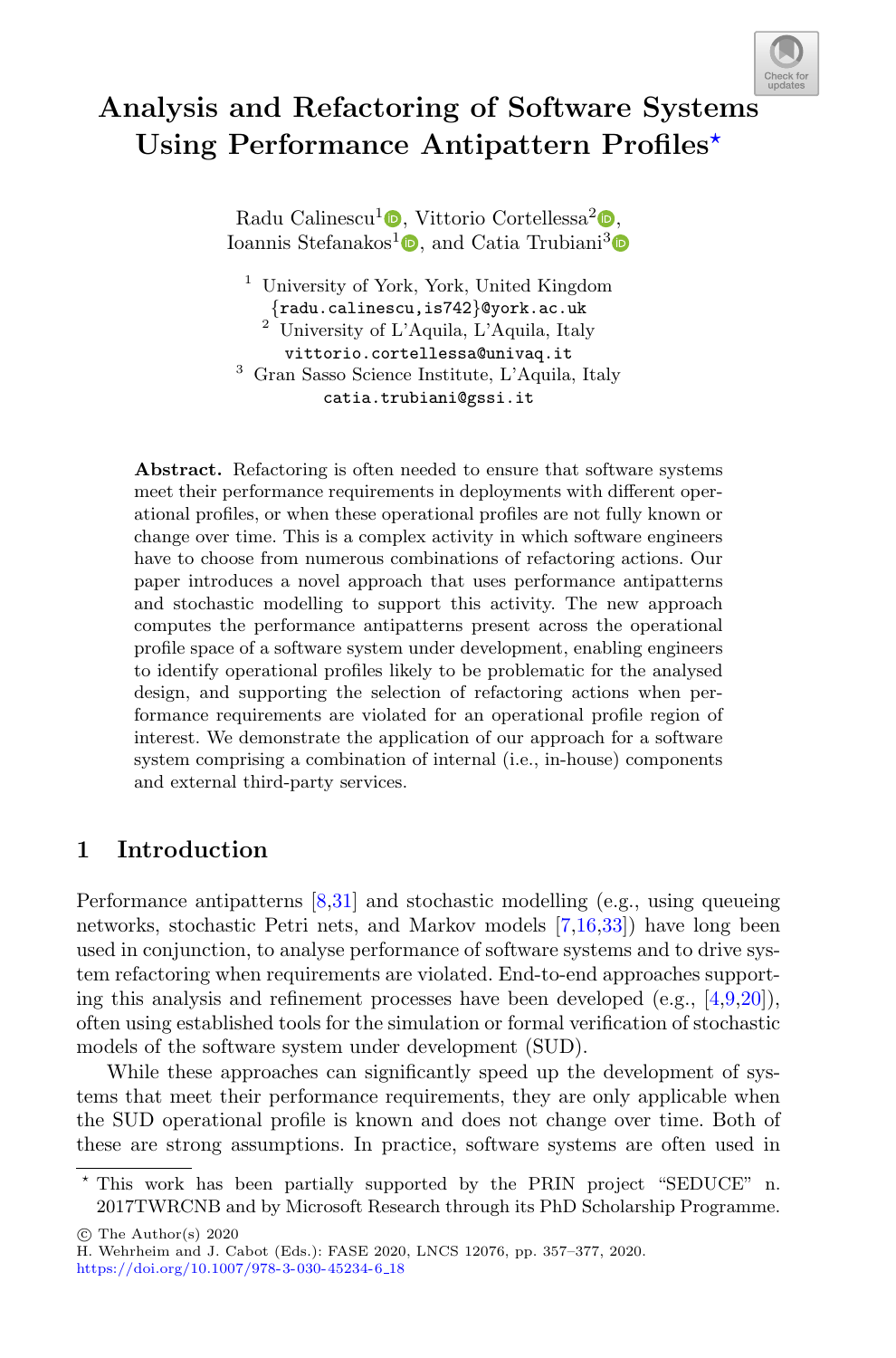# Analysis and Refactoring of Software Systems Using Performance Antipattern Profiles*

Radu Calinescu[1], Vittorio Cortellessa[2], Ioannis Stefanakos[1], and Catia Trubiani[3]

[1] University of York, York, United Kingdom
{radu.calinescu,is742}@york.ac.uk

[2] University of L'Aquila, L'Aquila, Italy
vittorio.cortellessa@univaq.it

[3] Gran Sasso Science Institute, L'Aquila, Italy
catia.trubiani@gssi.it

**Abstract.** Refactoring is often needed to ensure that software systems meet their performance requirements in deployments with different operational profiles, or when these operational profiles are not fully known or change over time. This is a complex activity in which software engineers have to choose from numerous combinations of refactoring actions. Our paper introduces a novel approach that uses performance antipatterns and stochastic modelling to support this activity. The new approach computes the performance antipatterns present across the operational profile space of a software system under development, enabling engineers to identify operational profiles likely to be problematic for the analysed design, and supporting the selection of refactoring actions when performance requirements are violated for an operational profile region of interest. We demonstrate the application of our approach for a software system comprising a combination of internal (i.e., in-house) components and external third-party services.

## 1 Introduction

Performance antipatterns [8,31] and stochastic modelling (e.g., using queueing networks, stochastic Petri nets, and Markov models [7,16,33]) have long been used in conjunction, to analyse performance of software systems and to drive system refactoring when requirements are violated. End-to-end approaches supporting this analysis and refinement processes have been developed (e.g., [4,9,20]), often using established tools for the simulation or formal verification of stochastic models of the software system under development (SUD).

While these approaches can significantly speed up the development of systems that meet their performance requirements, they are only applicable when the SUD operational profile is known and does not change over time. Both of these are strong assumptions. In practice, software systems are often used in

* This work has been partially supported by the PRIN project "SEDUCE" n. 2017TWRCNB and by Microsoft Research through its PhD Scholarship Programme.

© The Author(s) 2020
H. Wehrheim and J. Cabot (Eds.): FASE 2020, LNCS 12076, pp. 357–377, 2020.
https://doi.org/10.1007/978-3-030-45234-6_18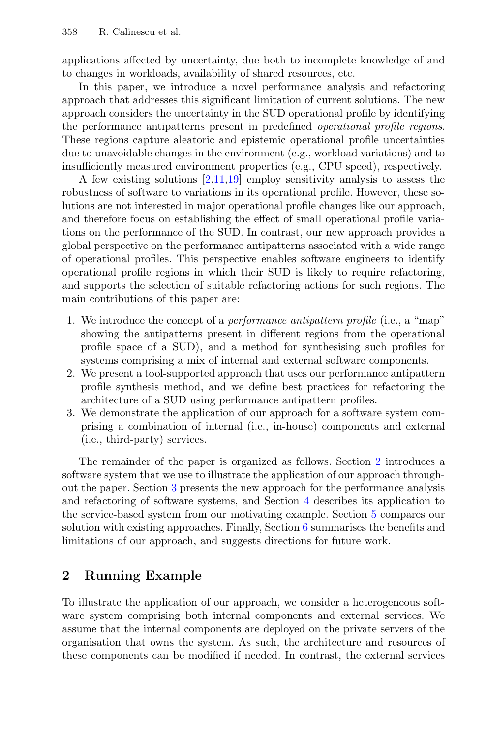applications affected by uncertainty, due both to incomplete knowledge of and to changes in workloads, availability of shared resources, etc.

In this paper, we introduce a novel performance analysis and refactoring approach that addresses this significant limitation of current solutions. The new approach considers the uncertainty in the SUD operational profile by identifying the performance antipatterns present in predefined *operational profile regions*. These regions capture aleatoric and epistemic operational profile uncertainties due to unavoidable changes in the environment (e.g., workload variations) and to insufficiently measured environment properties (e.g., CPU speed), respectively.

A few existing solutions [2,11,19] employ sensitivity analysis to assess the robustness of software to variations in its operational profile. However, these solutions are not interested in major operational profile changes like our approach, and therefore focus on establishing the effect of small operational profile variations on the performance of the SUD. In contrast, our new approach provides a global perspective on the performance antipatterns associated with a wide range of operational profiles. This perspective enables software engineers to identify operational profile regions in which their SUD is likely to require refactoring, and supports the selection of suitable refactoring actions for such regions. The main contributions of this paper are:

1. We introduce the concept of a *performance antipattern profile* (i.e., a "map" showing the antipatterns present in different regions from the operational profile space of a SUD), and a method for synthesising such profiles for systems comprising a mix of internal and external software components.
2. We present a tool-supported approach that uses our performance antipattern profile synthesis method, and we define best practices for refactoring the architecture of a SUD using performance antipattern profiles.
3. We demonstrate the application of our approach for a software system comprising a combination of internal (i.e., in-house) components and external (i.e., third-party) services.

The remainder of the paper is organized as follows. Section 2 introduces a software system that we use to illustrate the application of our approach throughout the paper. Section 3 presents the new approach for the performance analysis and refactoring of software systems, and Section 4 describes its application to the service-based system from our motivating example. Section 5 compares our solution with existing approaches. Finally, Section 6 summarises the benefits and limitations of our approach, and suggests directions for future work.

## 2 Running Example

To illustrate the application of our approach, we consider a heterogeneous software system comprising both internal components and external services. We assume that the internal components are deployed on the private servers of the organisation that owns the system. As such, the architecture and resources of these components can be modified if needed. In contrast, the external services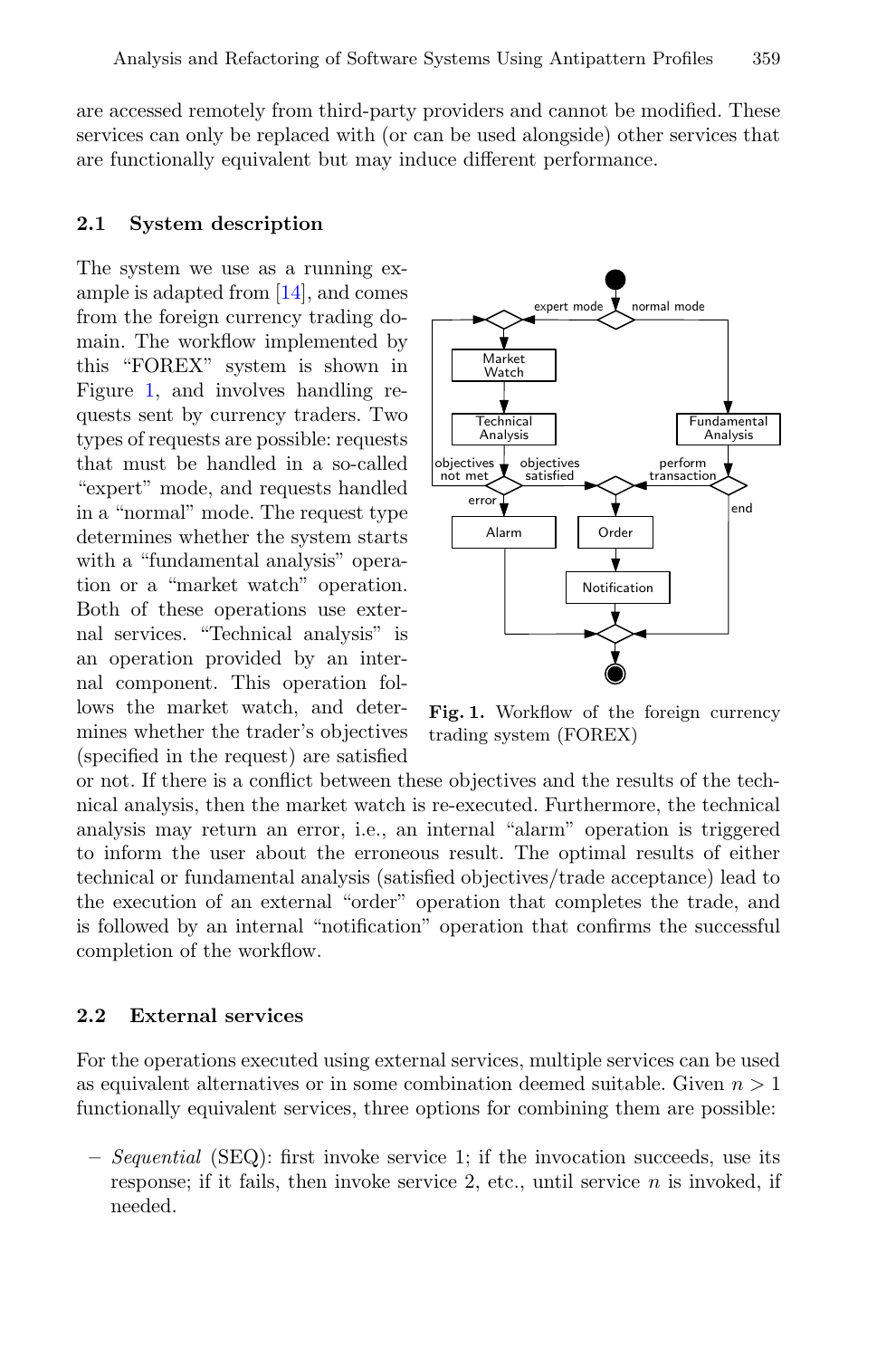are accessed remotely from third-party providers and cannot be modified. These services can only be replaced with (or can be used alongside) other services that are functionally equivalent but may induce different performance.

### 2.1 System description

The system we use as a running example is adapted from [14], and comes from the foreign currency trading domain. The workflow implemented by this "FOREX" system is shown in Figure 1, and involves handling requests sent by currency traders. Two types of requests are possible: requests that must be handled in a so-called "expert" mode, and requests handled in a "normal" mode. The request type determines whether the system starts with a "fundamental analysis" operation or a "market watch" operation. Both of these operations use external services. "Technical analysis" is an operation provided by an internal component. This operation follows the market watch, and determines whether the trader's objectives (specified in the request) are satisfied or not. If there is a conflict between these objectives and the results of the technical analysis, then the market watch is re-executed. Furthermore, the technical analysis may return an error, i.e., an internal "alarm" operation is triggered to inform the user about the erroneous result. The optimal results of either technical or fundamental analysis (satisfied objectives/trade acceptance) lead to the execution of an external "order" operation that completes the trade, and is followed by an internal "notification" operation that confirms the successful completion of the workflow.

**Fig. 1.** Workflow of the foreign currency trading system (FOREX)

### 2.2 External services

For the operations executed using external services, multiple services can be used as equivalent alternatives or in some combination deemed suitable. Given $n > 1$ functionally equivalent services, three options for combining them are possible:

– *Sequential* (SEQ): first invoke service 1; if the invocation succeeds, use its response; if it fails, then invoke service 2, etc., until service $n$ is invoked, if needed.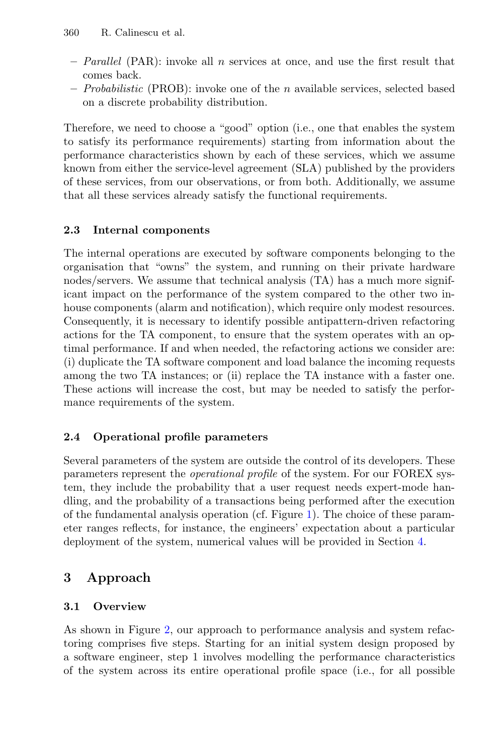- *Parallel* (PAR): invoke all $n$ services at once, and use the first result that comes back.
- *Probabilistic* (PROB): invoke one of the $n$ available services, selected based on a discrete probability distribution.

Therefore, we need to choose a "good" option (i.e., one that enables the system to satisfy its performance requirements) starting from information about the performance characteristics shown by each of these services, which we assume known from either the service-level agreement (SLA) published by the providers of these services, from our observations, or from both. Additionally, we assume that all these services already satisfy the functional requirements.

### 2.3 Internal components

The internal operations are executed by software components belonging to the organisation that "owns" the system, and running on their private hardware nodes/servers. We assume that technical analysis (TA) has a much more significant impact on the performance of the system compared to the other two in-house components (alarm and notification), which require only modest resources. Consequently, it is necessary to identify possible antipattern-driven refactoring actions for the TA component, to ensure that the system operates with an optimal performance. If and when needed, the refactoring actions we consider are: (i) duplicate the TA software component and load balance the incoming requests among the two TA instances; or (ii) replace the TA instance with a faster one. These actions will increase the cost, but may be needed to satisfy the performance requirements of the system.

### 2.4 Operational profile parameters

Several parameters of the system are outside the control of its developers. These parameters represent the *operational profile* of the system. For our FOREX system, they include the probability that a user request needs expert-mode handling, and the probability of a transactions being performed after the execution of the fundamental analysis operation (cf. Figure 1). The choice of these parameter ranges reflects, for instance, the engineers' expectation about a particular deployment of the system, numerical values will be provided in Section 4.

## 3 Approach

### 3.1 Overview

As shown in Figure 2, our approach to performance analysis and system refactoring comprises five steps. Starting for an initial system design proposed by a software engineer, step 1 involves modelling the performance characteristics of the system across its entire operational profile space (i.e., for all possible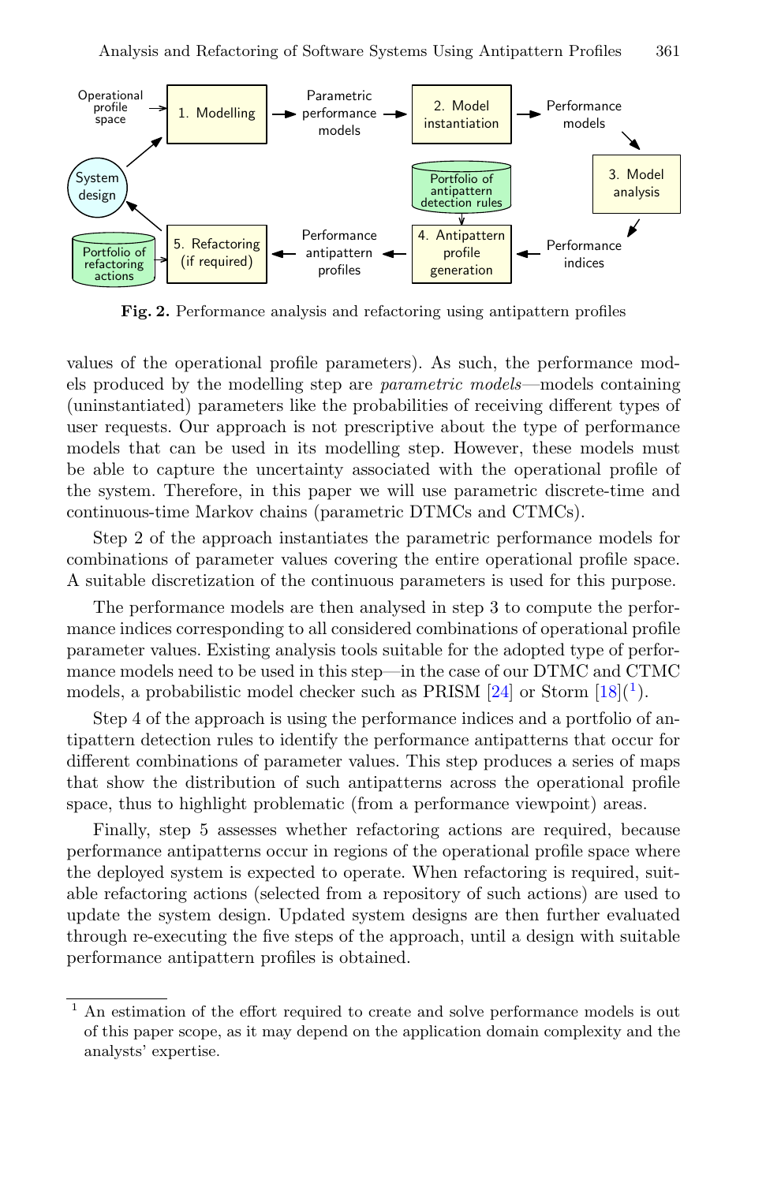Operational profile space

1. Modelling

Parametric performance models

2. Model instantiation

Performance models

3. Model analysis

System design

Portfolio of antipattern detection rules

Portfolio of refactoring actions

5. Refactoring (if required)

Performance antipattern profiles

4. Antipattern profile generation

Performance indices

**Fig. 2.** Performance analysis and refactoring using antipattern profiles

values of the operational profile parameters). As such, the performance models produced by the modelling step are *parametric models*—models containing (uninstantiated) parameters like the probabilities of receiving different types of user requests. Our approach is not prescriptive about the type of performance models that can be used in its modelling step. However, these models must be able to capture the uncertainty associated with the operational profile of the system. Therefore, in this paper we will use parametric discrete-time and continuous-time Markov chains (parametric DTMCs and CTMCs).

Step 2 of the approach instantiates the parametric performance models for combinations of parameter values covering the entire operational profile space. A suitable discretization of the continuous parameters is used for this purpose.

The performance models are then analysed in step 3 to compute the performance indices corresponding to all considered combinations of operational profile parameter values. Existing analysis tools suitable for the adopted type of performance models need to be used in this step—in the case of our DTMC and CTMC models, a probabilistic model checker such as PRISM [24] or Storm [18]([1]).

Step 4 of the approach is using the performance indices and a portfolio of antipattern detection rules to identify the performance antipatterns that occur for different combinations of parameter values. This step produces a series of maps that show the distribution of such antipatterns across the operational profile space, thus to highlight problematic (from a performance viewpoint) areas.

Finally, step 5 assesses whether refactoring actions are required, because performance antipatterns occur in regions of the operational profile space where the deployed system is expected to operate. When refactoring is required, suitable refactoring actions (selected from a repository of such actions) are used to update the system design. Updated system designs are then further evaluated through re-executing the five steps of the approach, until a design with suitable performance antipattern profiles is obtained.

---

[1] An estimation of the effort required to create and solve performance models is out of this paper scope, as it may depend on the application domain complexity and the analysts' expertise.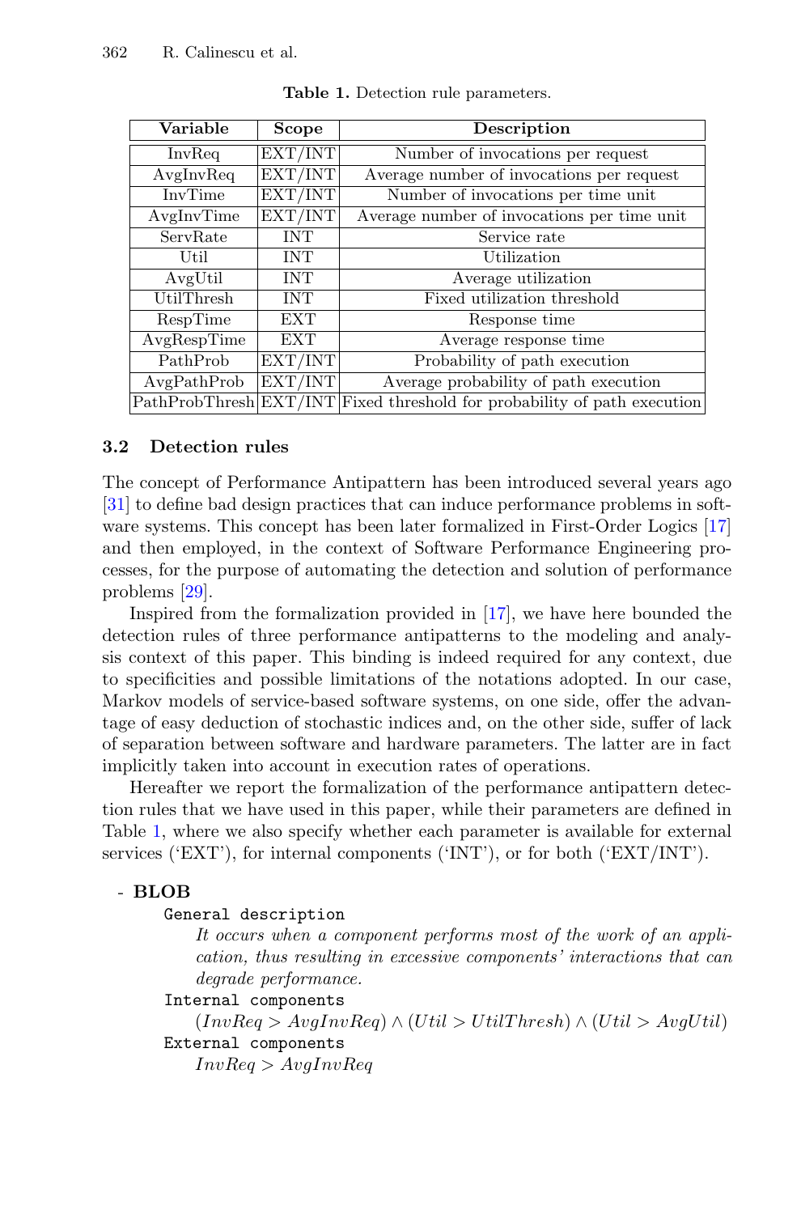**Table 1.** Detection rule parameters.

| Variable | Scope | Description |
|---|---|---|
| InvReq | EXT/INT | Number of invocations per request |
| AvgInvReq | EXT/INT | Average number of invocations per request |
| InvTime | EXT/INT | Number of invocations per time unit |
| AvgInvTime | EXT/INT | Average number of invocations per time unit |
| ServRate | INT | Service rate |
| Util | INT | Utilization |
| AvgUtil | INT | Average utilization |
| UtilThresh | INT | Fixed utilization threshold |
| RespTime | EXT | Response time |
| AvgRespTime | EXT | Average response time |
| PathProb | EXT/INT | Probability of path execution |
| AvgPathProb | EXT/INT | Average probability of path execution |
| PathProbThresh | EXT/INT | Fixed threshold for probability of path execution |

### 3.2 Detection rules

The concept of Performance Antipattern has been introduced several years ago [31] to define bad design practices that can induce performance problems in software systems. This concept has been later formalized in First-Order Logics [17] and then employed, in the context of Software Performance Engineering processes, for the purpose of automating the detection and solution of performance problems [29].

Inspired from the formalization provided in [17], we have here bounded the detection rules of three performance antipatterns to the modeling and analysis context of this paper. This binding is indeed required for any context, due to specificities and possible limitations of the notations adopted. In our case, Markov models of service-based software systems, on one side, offer the advantage of easy deduction of stochastic indices and, on the other side, suffer of lack of separation between software and hardware parameters. The latter are in fact implicitly taken into account in execution rates of operations.

Hereafter we report the formalization of the performance antipattern detection rules that we have used in this paper, while their parameters are defined in Table 1, where we also specify whether each parameter is available for external services ('EXT'), for internal components ('INT'), or for both ('EXT/INT').

- **BLOB**
  - `General description`
    *It occurs when a component performs most of the work of an application, thus resulting in excessive components' interactions that can degrade performance.*
  - `Internal components`
    $(InvReq > AvgInvReq) \wedge (Util > UtilThresh) \wedge (Util > AvgUtil)$
  - `External components`
    $InvReq > AvgInvReq$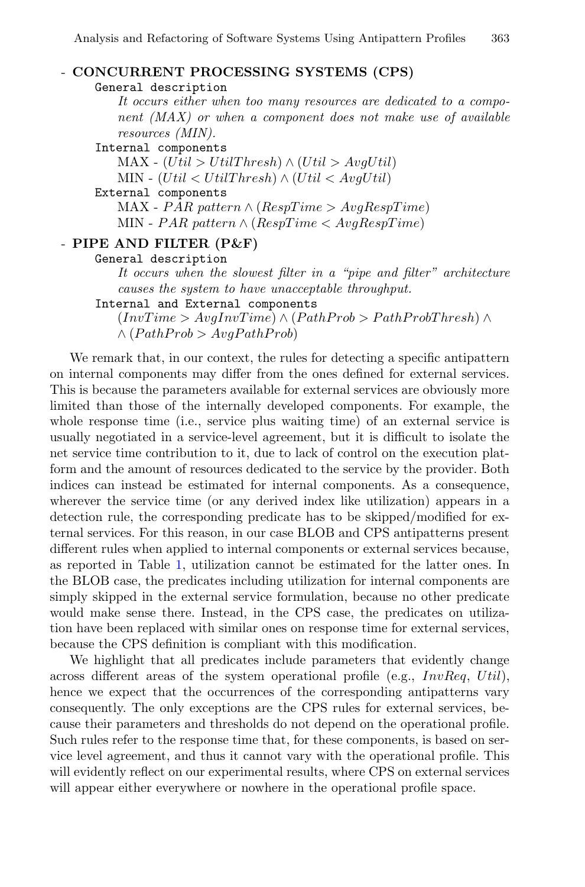- **CONCURRENT PROCESSING SYSTEMS (CPS)**

  `General description`

  *It occurs either when too many resources are dedicated to a component (MAX) or when a component does not make use of available resources (MIN).*

  `Internal components`

  MAX - $(Util > UtilThresh) \wedge (Util > AvgUtil)$

  MIN - $(Util < UtilThresh) \wedge (Util < AvgUtil)$

  `External components`

  MAX - $PAR\ pattern \wedge (RespTime > AvgRespTime)$

  MIN - $PAR\ pattern \wedge (RespTime < AvgRespTime)$

- **PIPE AND FILTER (P&F)**

  `General description`

  *It occurs when the slowest filter in a "pipe and filter" architecture causes the system to have unacceptable throughput.*

  `Internal and External components`

  $(InvTime > AvgInvTime) \wedge (PathProb > PathProbThresh) \wedge$
  $\wedge (PathProb > AvgPathProb)$

We remark that, in our context, the rules for detecting a specific antipattern on internal components may differ from the ones defined for external services. This is because the parameters available for external services are obviously more limited than those of the internally developed components. For example, the whole response time (i.e., service plus waiting time) of an external service is usually negotiated in a service-level agreement, but it is difficult to isolate the net service time contribution to it, due to lack of control on the execution platform and the amount of resources dedicated to the service by the provider. Both indices can instead be estimated for internal components. As a consequence, wherever the service time (or any derived index like utilization) appears in a detection rule, the corresponding predicate has to be skipped/modified for external services. For this reason, in our case BLOB and CPS antipatterns present different rules when applied to internal components or external services because, as reported in Table 1, utilization cannot be estimated for the latter ones. In the BLOB case, the predicates including utilization for internal components are simply skipped in the external service formulation, because no other predicate would make sense there. Instead, in the CPS case, the predicates on utilization have been replaced with similar ones on response time for external services, because the CPS definition is compliant with this modification.

We highlight that all predicates include parameters that evidently change across different areas of the system operational profile (e.g., $InvReq$, $Util$), hence we expect that the occurrences of the corresponding antipatterns vary consequently. The only exceptions are the CPS rules for external services, because their parameters and thresholds do not depend on the operational profile. Such rules refer to the response time that, for these components, is based on service level agreement, and thus it cannot vary with the operational profile. This will evidently reflect on our experimental results, where CPS on external services will appear either everywhere or nowhere in the operational profile space.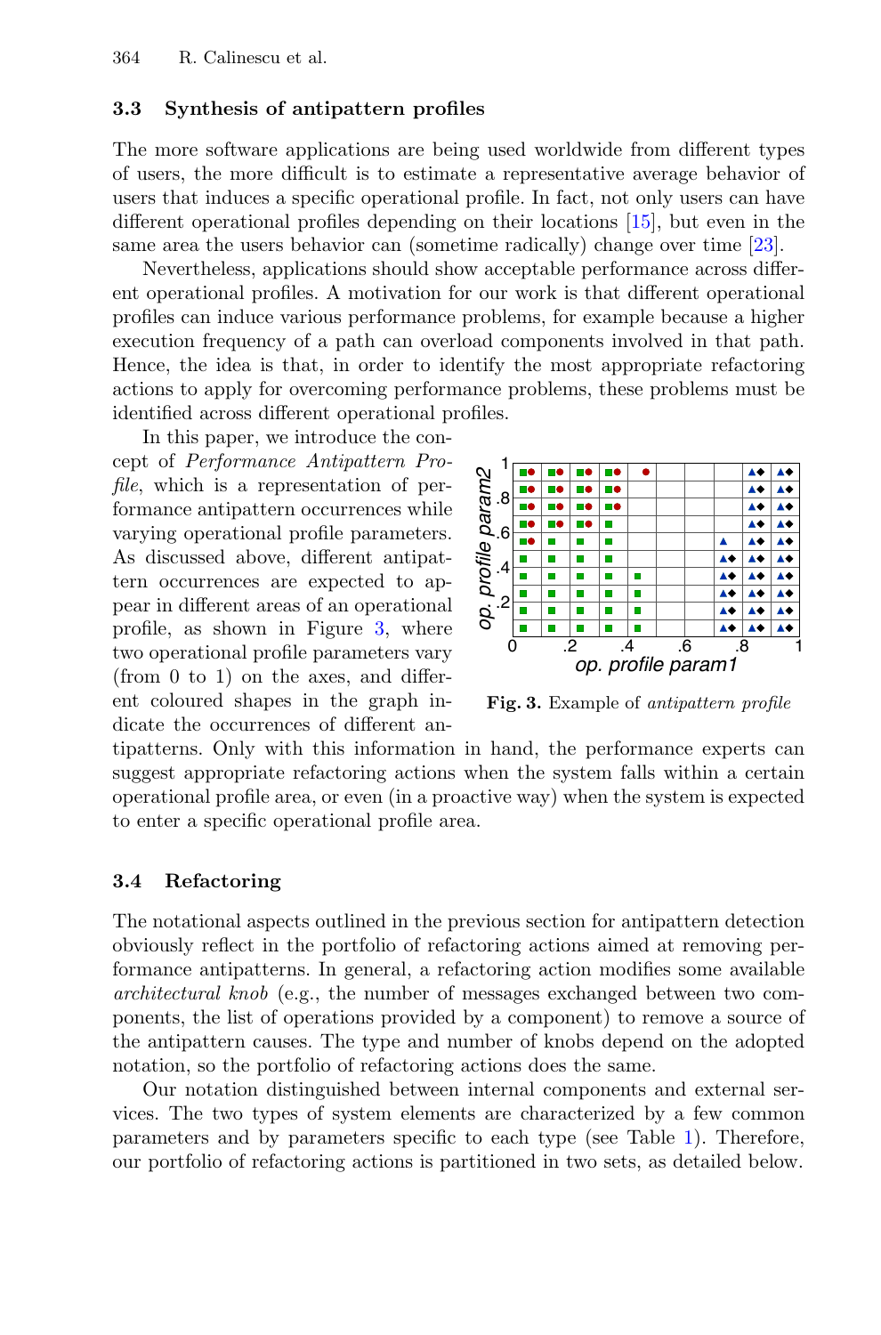### 3.3 Synthesis of antipattern profiles

The more software applications are being used worldwide from different types of users, the more difficult is to estimate a representative average behavior of users that induces a specific operational profile. In fact, not only users can have different operational profiles depending on their locations [15], but even in the same area the users behavior can (sometime radically) change over time [23].

Nevertheless, applications should show acceptable performance across different operational profiles. A motivation for our work is that different operational profiles can induce various performance problems, for example because a higher execution frequency of a path can overload components involved in that path. Hence, the idea is that, in order to identify the most appropriate refactoring actions to apply for overcoming performance problems, these problems must be identified across different operational profiles.

In this paper, we introduce the concept of *Performance Antipattern Profile*, which is a representation of performance antipattern occurrences while varying operational profile parameters. As discussed above, different antipattern occurrences are expected to appear in different areas of an operational profile, as shown in Figure 3, where two operational profile parameters vary (from 0 to 1) on the axes, and different coloured shapes in the graph indicate the occurrences of different antipatterns. Only with this information in hand, the performance experts can suggest appropriate refactoring actions when the system falls within a certain operational profile area, or even (in a proactive way) when the system is expected to enter a specific operational profile area.

op. profile param2

op. profile param1

0, .2, .4, .6, .8, 1

**Fig. 3.** Example of *antipattern profile*

### 3.4 Refactoring

The notational aspects outlined in the previous section for antipattern detection obviously reflect in the portfolio of refactoring actions aimed at removing performance antipatterns. In general, a refactoring action modifies some available *architectural knob* (e.g., the number of messages exchanged between two components, the list of operations provided by a component) to remove a source of the antipattern causes. The type and number of knobs depend on the adopted notation, so the portfolio of refactoring actions does the same.

Our notation distinguished between internal components and external services. The two types of system elements are characterized by a few common parameters and by parameters specific to each type (see Table 1). Therefore, our portfolio of refactoring actions is partitioned in two sets, as detailed below.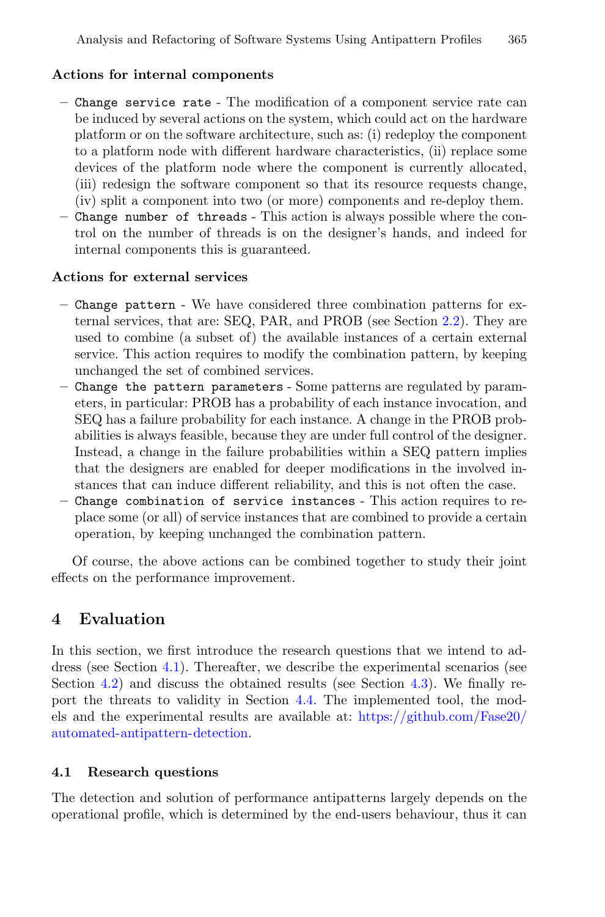**Actions for internal components**

- `Change service rate` - The modification of a component service rate can be induced by several actions on the system, which could act on the hardware platform or on the software architecture, such as: (i) redeploy the component to a platform node with different hardware characteristics, (ii) replace some devices of the platform node where the component is currently allocated, (iii) redesign the software component so that its resource requests change, (iv) split a component into two (or more) components and re-deploy them.
- `Change number of threads` - This action is always possible where the control on the number of threads is on the designer's hands, and indeed for internal components this is guaranteed.

**Actions for external services**

- `Change pattern` - We have considered three combination patterns for external services, that are: SEQ, PAR, and PROB (see Section 2.2). They are used to combine (a subset of) the available instances of a certain external service. This action requires to modify the combination pattern, by keeping unchanged the set of combined services.
- `Change the pattern parameters` - Some patterns are regulated by parameters, in particular: PROB has a probability of each instance invocation, and SEQ has a failure probability for each instance. A change in the PROB probabilities is always feasible, because they are under full control of the designer. Instead, a change in the failure probabilities within a SEQ pattern implies that the designers are enabled for deeper modifications in the involved instances that can induce different reliability, and this is not often the case.
- `Change combination of service instances` - This action requires to replace some (or all) of service instances that are combined to provide a certain operation, by keeping unchanged the combination pattern.

Of course, the above actions can be combined together to study their joint effects on the performance improvement.

## 4 Evaluation

In this section, we first introduce the research questions that we intend to address (see Section 4.1). Thereafter, we describe the experimental scenarios (see Section 4.2) and discuss the obtained results (see Section 4.3). We finally report the threats to validity in Section 4.4. The implemented tool, the models and the experimental results are available at: https://github.com/Fase20/automated-antipattern-detection.

### 4.1 Research questions

The detection and solution of performance antipatterns largely depends on the operational profile, which is determined by the end-users behaviour, thus it can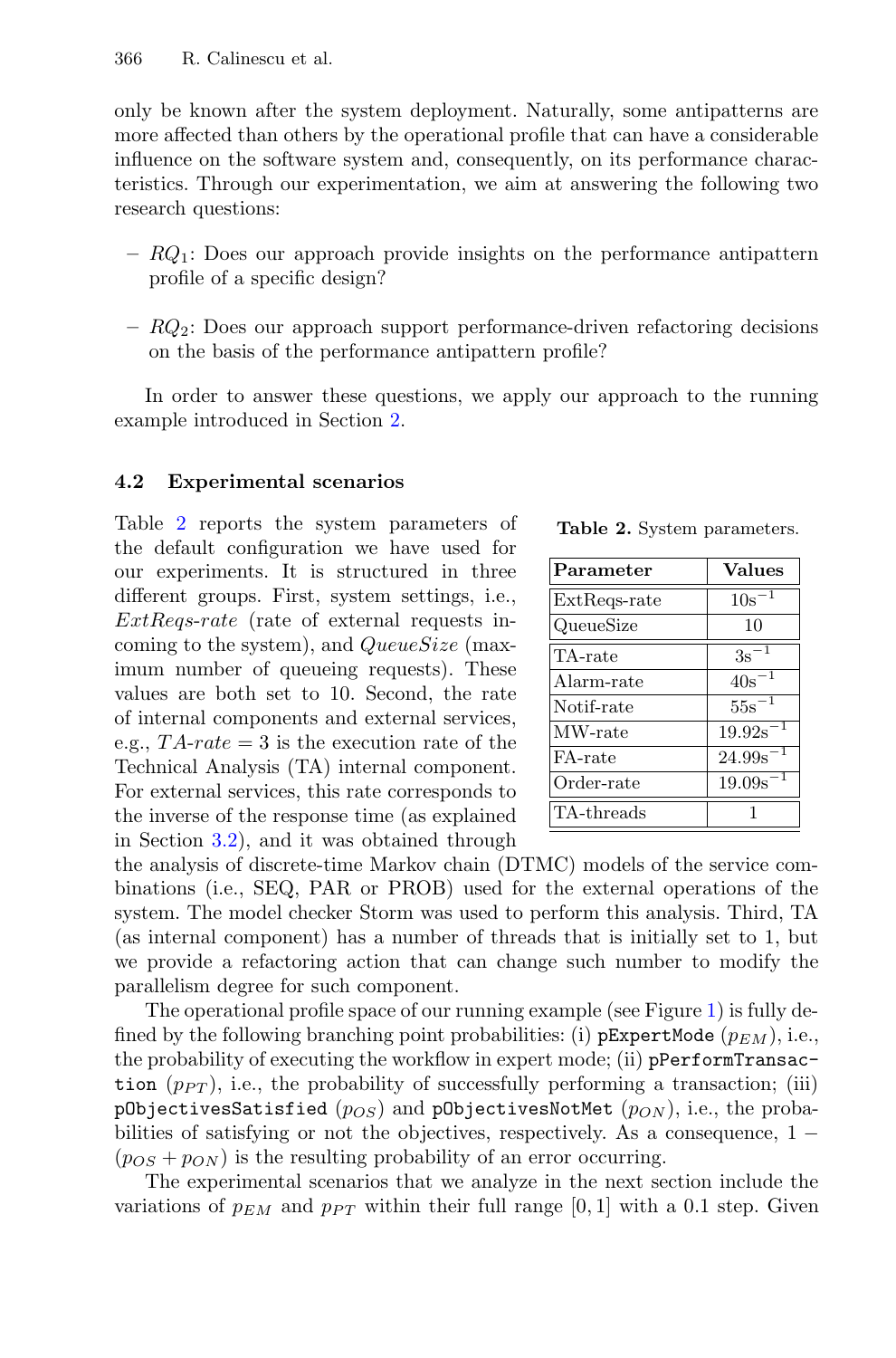only be known after the system deployment. Naturally, some antipatterns are more affected than others by the operational profile that can have a considerable influence on the software system and, consequently, on its performance characteristics. Through our experimentation, we aim at answering the following two research questions:

- $RQ_1$: Does our approach provide insights on the performance antipattern profile of a specific design?
- $RQ_2$: Does our approach support performance-driven refactoring decisions on the basis of the performance antipattern profile?

In order to answer these questions, we apply our approach to the running example introduced in Section 2.

### 4.2 Experimental scenarios

**Table 2.** System parameters.

| **Parameter** | **Values** |
|---|---|
| ExtReqs-rate | $10s^{-1}$ |
| QueueSize | 10 |
| TA-rate | $3s^{-1}$ |
| Alarm-rate | $40s^{-1}$ |
| Notif-rate | $55s^{-1}$ |
| MW-rate | $19.92s^{-1}$ |
| FA-rate | $24.99s^{-1}$ |
| Order-rate | $19.09s^{-1}$ |
| TA-threads | 1 |

Table 2 reports the system parameters of the default configuration we have used for our experiments. It is structured in three different groups. First, system settings, i.e., *ExtReqs-rate* (rate of external requests incoming to the system), and *QueueSize* (maximum number of queueing requests). These values are both set to 10. Second, the rate of internal components and external services, e.g., $TA\text{-}rate = 3$ is the execution rate of the Technical Analysis (TA) internal component. For external services, this rate corresponds to the inverse of the response time (as explained in Section 3.2), and it was obtained through the analysis of discrete-time Markov chain (DTMC) models of the service combinations (i.e., SEQ, PAR or PROB) used for the external operations of the system. The model checker Storm was used to perform this analysis. Third, TA (as internal component) has a number of threads that is initially set to 1, but we provide a refactoring action that can change such number to modify the parallelism degree for such component.

The operational profile space of our running example (see Figure 1) is fully defined by the following branching point probabilities: (i) `pExpertMode` ($p_{EM}$), i.e., the probability of executing the workflow in expert mode; (ii) `pPerformTransaction` ($p_{PT}$), i.e., the probability of successfully performing a transaction; (iii) `pObjectivesSatisfied` ($p_{OS}$) and `pObjectivesNotMet` ($p_{ON}$), i.e., the probabilities of satisfying or not the objectives, respectively. As a consequence, $1 - (p_{OS} + p_{ON})$ is the resulting probability of an error occurring.

The experimental scenarios that we analyze in the next section include the variations of $p_{EM}$ and $p_{PT}$ within their full range $[0, 1]$ with a 0.1 step. Given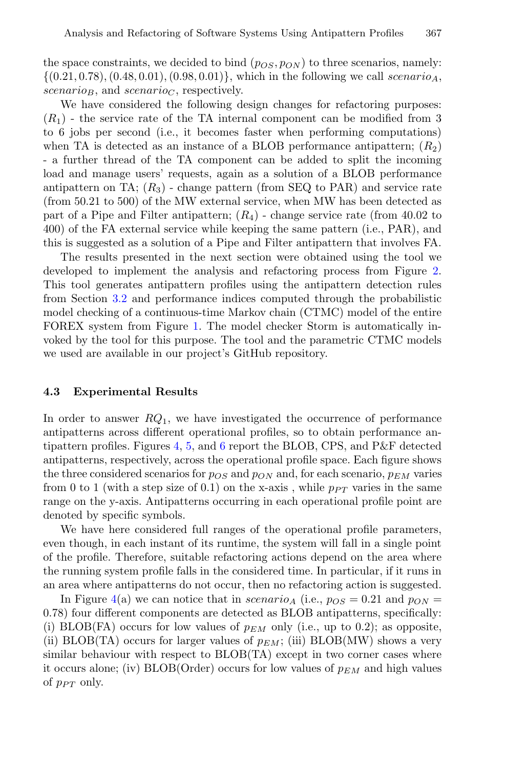the space constraints, we decided to bind $(p_{OS}, p_{ON})$ to three scenarios, namely: $\{(0.21, 0.78), (0.48, 0.01), (0.98, 0.01)\}$, which in the following we call $scenario_A$, $scenario_B$, and $scenario_C$, respectively.

We have considered the following design changes for refactoring purposes: $(R_1)$ - the service rate of the TA internal component can be modified from 3 to 6 jobs per second (i.e., it becomes faster when performing computations) when TA is detected as an instance of a BLOB performance antipattern; $(R_2)$ - a further thread of the TA component can be added to split the incoming load and manage users' requests, again as a solution of a BLOB performance antipattern on TA; $(R_3)$ - change pattern (from SEQ to PAR) and service rate (from 50.21 to 500) of the MW external service, when MW has been detected as part of a Pipe and Filter antipattern; $(R_4)$ - change service rate (from 40.02 to 400) of the FA external service while keeping the same pattern (i.e., PAR), and this is suggested as a solution of a Pipe and Filter antipattern that involves FA.

The results presented in the next section were obtained using the tool we developed to implement the analysis and refactoring process from Figure 2. This tool generates antipattern profiles using the antipattern detection rules from Section 3.2 and performance indices computed through the probabilistic model checking of a continuous-time Markov chain (CTMC) model of the entire FOREX system from Figure 1. The model checker Storm is automatically invoked by the tool for this purpose. The tool and the parametric CTMC models we used are available in our project's GitHub repository.

### 4.3 Experimental Results

In order to answer $RQ_1$, we have investigated the occurrence of performance antipatterns across different operational profiles, so to obtain performance antipattern profiles. Figures 4, 5, and 6 report the BLOB, CPS, and P&F detected antipatterns, respectively, across the operational profile space. Each figure shows the three considered scenarios for $p_{OS}$ and $p_{ON}$ and, for each scenario, $p_{EM}$ varies from 0 to 1 (with a step size of 0.1) on the x-axis , while $p_{PT}$ varies in the same range on the y-axis. Antipatterns occurring in each operational profile point are denoted by specific symbols.

We have here considered full ranges of the operational profile parameters, even though, in each instant of its runtime, the system will fall in a single point of the profile. Therefore, suitable refactoring actions depend on the area where the running system profile falls in the considered time. In particular, if it runs in an area where antipatterns do not occur, then no refactoring action is suggested.

In Figure 4(a) we can notice that in $scenario_A$ (i.e., $p_{OS} = 0.21$ and $p_{ON} = 0.78$) four different components are detected as BLOB antipatterns, specifically: (i) BLOB(FA) occurs for low values of $p_{EM}$ only (i.e., up to 0.2); as opposite, (ii) BLOB(TA) occurs for larger values of $p_{EM}$; (iii) BLOB(MW) shows a very similar behaviour with respect to BLOB(TA) except in two corner cases where it occurs alone; (iv) BLOB(Order) occurs for low values of $p_{EM}$ and high values of $p_{PT}$ only.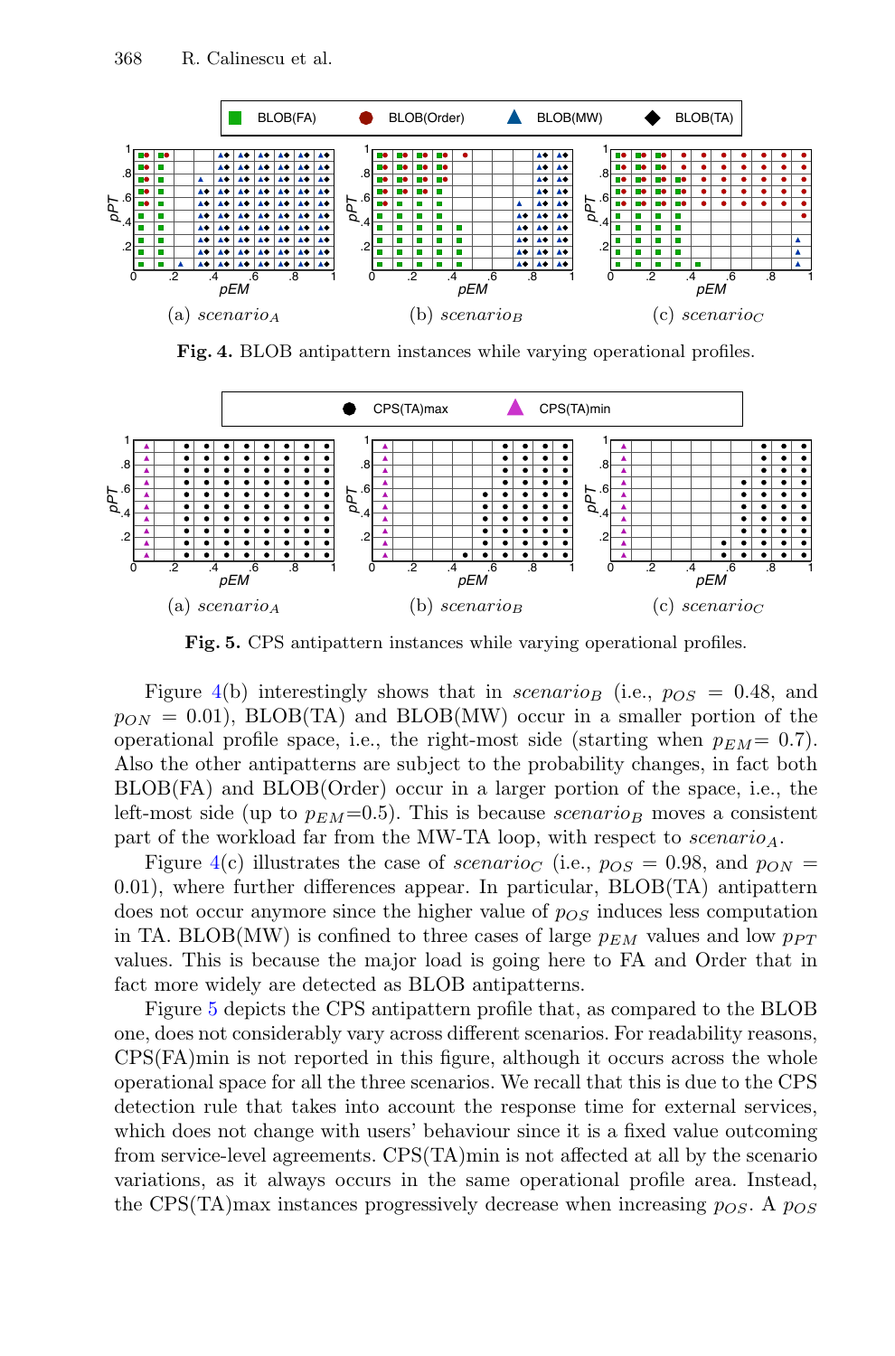(a) $scenario_A$ (b) $scenario_B$ (c) $scenario_C$

**Fig. 4.** BLOB antipattern instances while varying operational profiles.

(a) $scenario_A$ (b) $scenario_B$ (c) $scenario_C$

**Fig. 5.** CPS antipattern instances while varying operational profiles.

Figure 4(b) interestingly shows that in $scenario_B$ (i.e., $p_{OS} = 0.48$, and $p_{ON} = 0.01$), BLOB(TA) and BLOB(MW) occur in a smaller portion of the operational profile space, i.e., the right-most side (starting when $p_{EM}$= 0.7). Also the other antipatterns are subject to the probability changes, in fact both BLOB(FA) and BLOB(Order) occur in a larger portion of the space, i.e., the left-most side (up to $p_{EM}$=0.5). This is because $scenario_B$ moves a consistent part of the workload far from the MW-TA loop, with respect to $scenario_A$.

Figure 4(c) illustrates the case of $scenario_C$ (i.e., $p_{OS} = 0.98$, and $p_{ON} = 0.01$), where further differences appear. In particular, BLOB(TA) antipattern does not occur anymore since the higher value of $p_{OS}$ induces less computation in TA. BLOB(MW) is confined to three cases of large $p_{EM}$ values and low $p_{PT}$ values. This is because the major load is going here to FA and Order that in fact more widely are detected as BLOB antipatterns.

Figure 5 depicts the CPS antipattern profile that, as compared to the BLOB one, does not considerably vary across different scenarios. For readability reasons, CPS(FA)min is not reported in this figure, although it occurs across the whole operational space for all the three scenarios. We recall that this is due to the CPS detection rule that takes into account the response time for external services, which does not change with users' behaviour since it is a fixed value outcoming from service-level agreements. CPS(TA)min is not affected at all by the scenario variations, as it always occurs in the same operational profile area. Instead, the CPS(TA)max instances progressively decrease when increasing $p_{OS}$. A $p_{OS}$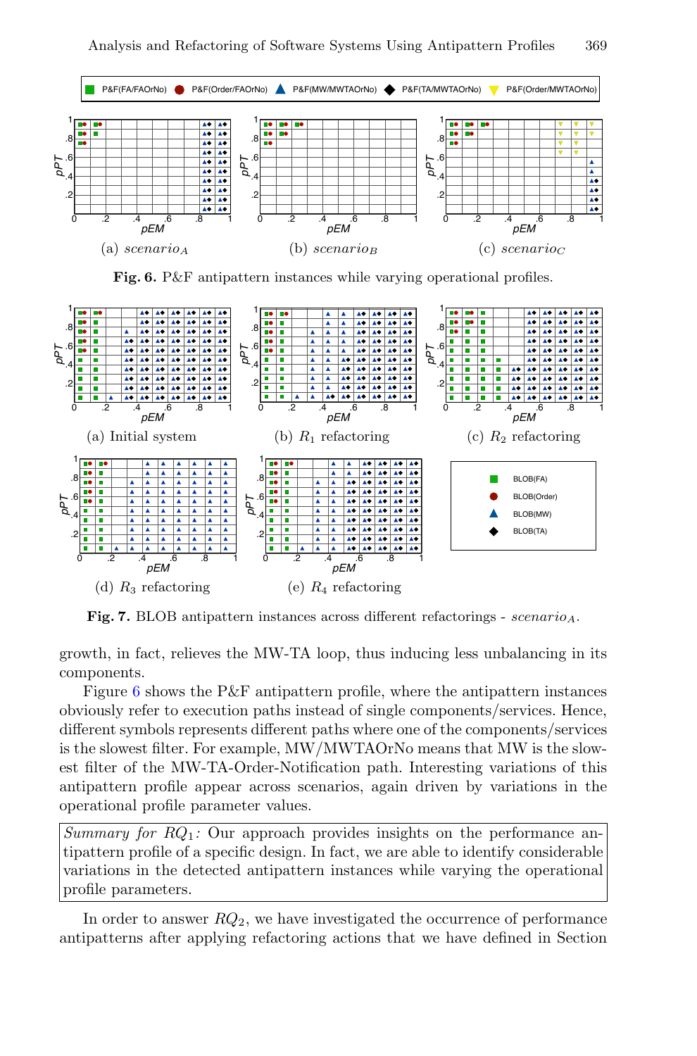(a) $scenario_A$ (b) $scenario_B$ (c) $scenario_C$

**Fig. 6.** P&F antipattern instances while varying operational profiles.

(a) Initial system (b) $R_1$ refactoring (c) $R_2$ refactoring

(d) $R_3$ refactoring (e) $R_4$ refactoring

**Fig. 7.** BLOB antipattern instances across different refactorings - $scenario_A$.

growth, in fact, relieves the MW-TA loop, thus inducing less unbalancing in its components.

Figure 6 shows the P&F antipattern profile, where the antipattern instances obviously refer to execution paths instead of single components/services. Hence, different symbols represents different paths where one of the components/services is the slowest filter. For example, MW/MWTAOrNo means that MW is the slowest filter of the MW-TA-Order-Notification path. Interesting variations of this antipattern profile appear across scenarios, again driven by variations in the operational profile parameter values.

> *Summary for* $RQ_1$*:* Our approach provides insights on the performance antipattern profile of a specific design. In fact, we are able to identify considerable variations in the detected antipattern instances while varying the operational profile parameters.

In order to answer $RQ_2$, we have investigated the occurrence of performance antipatterns after applying refactoring actions that we have defined in Section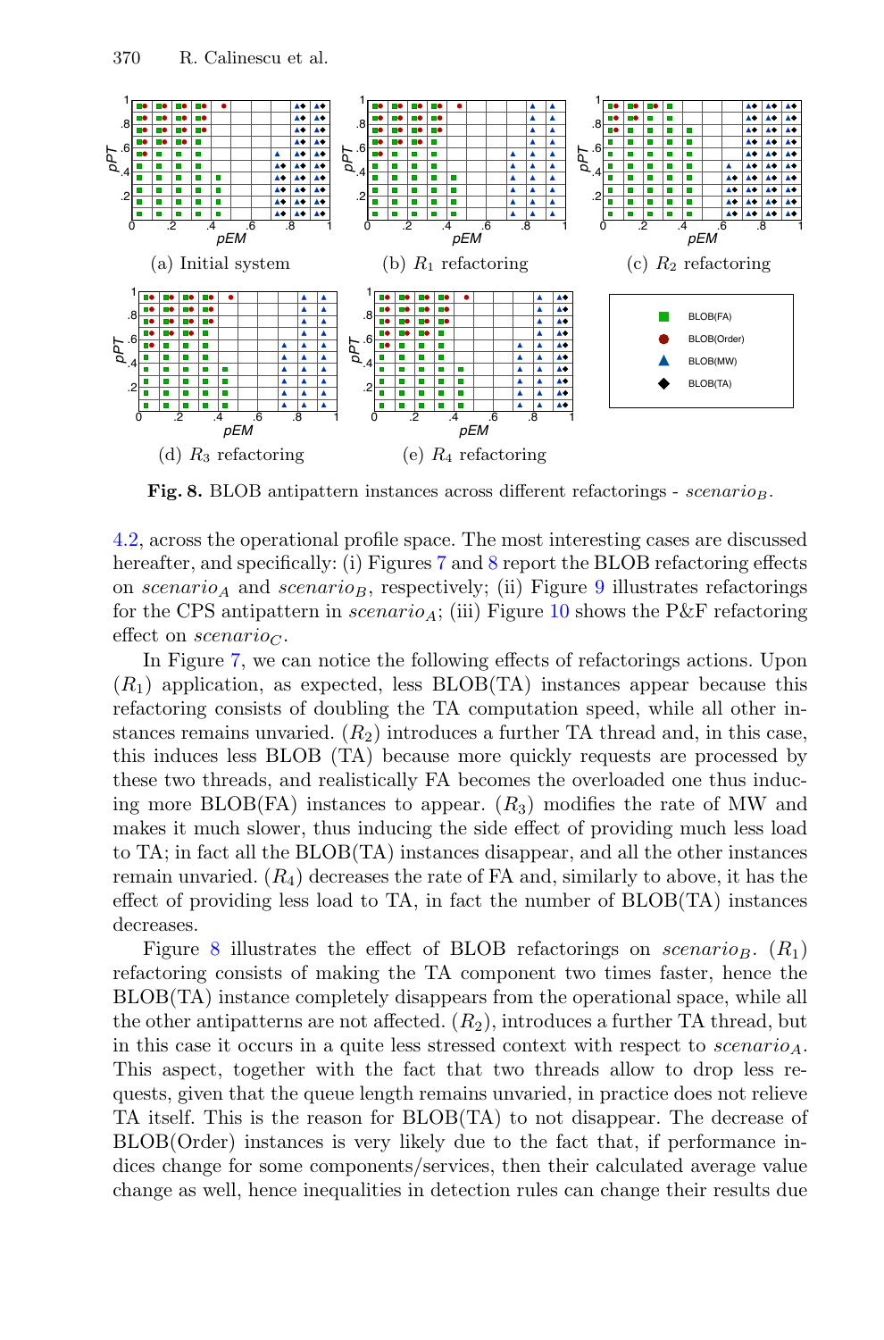(a) Initial system

(b) $R_1$ refactoring

(c) $R_2$ refactoring

(d) $R_3$ refactoring

(e) $R_4$ refactoring

**Fig. 8.** BLOB antipattern instances across different refactorings - $scenario_B$.

4.2, across the operational profile space. The most interesting cases are discussed hereafter, and specifically: (i) Figures 7 and 8 report the BLOB refactoring effects on $scenario_A$ and $scenario_B$, respectively; (ii) Figure 9 illustrates refactorings for the CPS antipattern in $scenario_A$; (iii) Figure 10 shows the P&F refactoring effect on $scenario_C$.

In Figure 7, we can notice the following effects of refactorings actions. Upon ($R_1$) application, as expected, less BLOB(TA) instances appear because this refactoring consists of doubling the TA computation speed, while all other instances remains unvaried. ($R_2$) introduces a further TA thread and, in this case, this induces less BLOB (TA) because more quickly requests are processed by these two threads, and realistically FA becomes the overloaded one thus inducing more BLOB(FA) instances to appear. ($R_3$) modifies the rate of MW and makes it much slower, thus inducing the side effect of providing much less load to TA; in fact all the BLOB(TA) instances disappear, and all the other instances remain unvaried. ($R_4$) decreases the rate of FA and, similarly to above, it has the effect of providing less load to TA, in fact the number of BLOB(TA) instances decreases.

Figure 8 illustrates the effect of BLOB refactorings on $scenario_B$. ($R_1$) refactoring consists of making the TA component two times faster, hence the BLOB(TA) instance completely disappears from the operational space, while all the other antipatterns are not affected. ($R_2$), introduces a further TA thread, but in this case it occurs in a quite less stressed context with respect to $scenario_A$. This aspect, together with the fact that two threads allow to drop less requests, given that the queue length remains unvaried, in practice does not relieve TA itself. This is the reason for BLOB(TA) to not disappear. The decrease of BLOB(Order) instances is very likely due to the fact that, if performance indices change for some components/services, then their calculated average value change as well, hence inequalities in detection rules can change their results due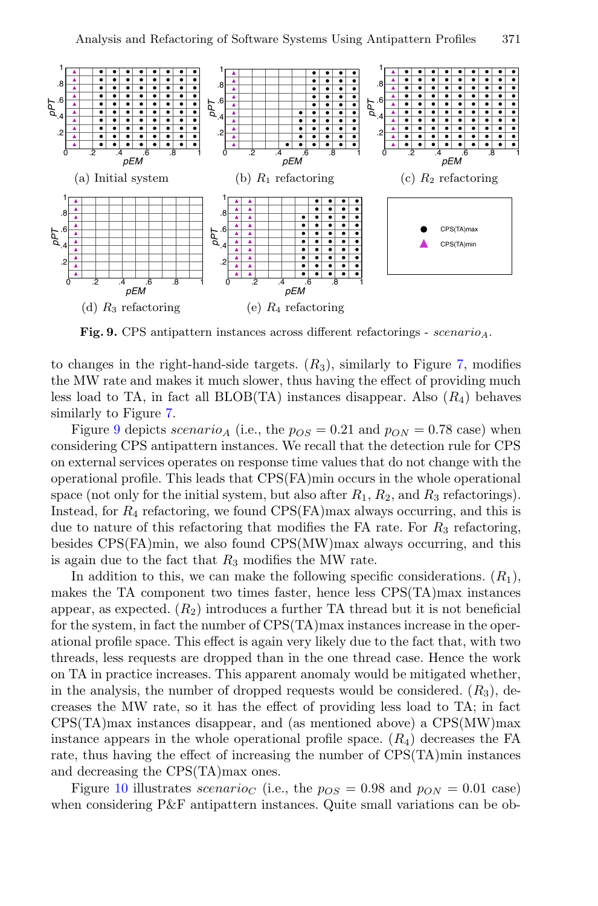(a) Initial system

(b) $R_1$ refactoring

(c) $R_2$ refactoring

(d) $R_3$ refactoring

(e) $R_4$ refactoring

**Fig. 9.** CPS antipattern instances across different refactorings - $scenario_A$.

to changes in the right-hand-side targets. ($R_3$), similarly to Figure 7, modifies the MW rate and makes it much slower, thus having the effect of providing much less load to TA, in fact all BLOB(TA) instances disappear. Also ($R_4$) behaves similarly to Figure 7.

Figure 9 depicts $scenario_A$ (i.e., the $p_{OS} = 0.21$ and $p_{ON} = 0.78$ case) when considering CPS antipattern instances. We recall that the detection rule for CPS on external services operates on response time values that do not change with the operational profile. This leads that CPS(FA)min occurs in the whole operational space (not only for the initial system, but also after $R_1$, $R_2$, and $R_3$ refactorings). Instead, for $R_4$ refactoring, we found CPS(FA)max always occurring, and this is due to nature of this refactoring that modifies the FA rate. For $R_3$ refactoring, besides CPS(FA)min, we also found CPS(MW)max always occurring, and this is again due to the fact that $R_3$ modifies the MW rate.

In addition to this, we can make the following specific considerations. ($R_1$), makes the TA component two times faster, hence less CPS(TA)max instances appear, as expected. ($R_2$) introduces a further TA thread but it is not beneficial for the system, in fact the number of CPS(TA)max instances increase in the operational profile space. This effect is again very likely due to the fact that, with two threads, less requests are dropped than in the one thread case. Hence the work on TA in practice increases. This apparent anomaly would be mitigated whether, in the analysis, the number of dropped requests would be considered. ($R_3$), decreases the MW rate, so it has the effect of providing less load to TA; in fact CPS(TA)max instances disappear, and (as mentioned above) a CPS(MW)max instance appears in the whole operational profile space. ($R_4$) decreases the FA rate, thus having the effect of increasing the number of CPS(TA)min instances and decreasing the CPS(TA)max ones.

Figure 10 illustrates $scenario_C$ (i.e., the $p_{OS} = 0.98$ and $p_{ON} = 0.01$ case) when considering P&F antipattern instances. Quite small variations can be ob-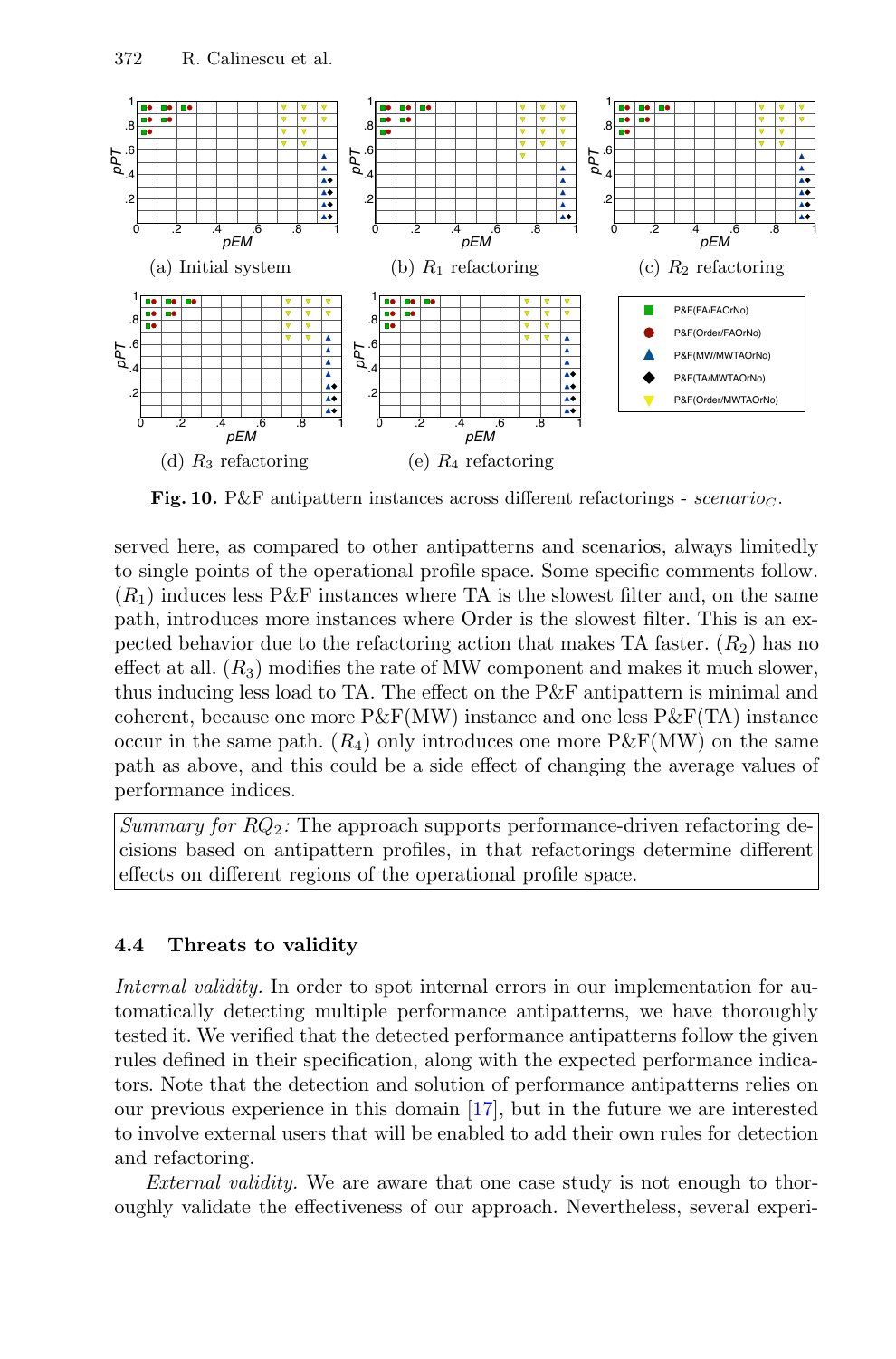(a) Initial system

(b) $R_1$ refactoring

(c) $R_2$ refactoring

(d) $R_3$ refactoring

(e) $R_4$ refactoring

**Fig. 10.** P&F antipattern instances across different refactorings - $scenario_C$.

served here, as compared to other antipatterns and scenarios, always limitedly to single points of the operational profile space. Some specific comments follow. ($R_1$) induces less P&F instances where TA is the slowest filter and, on the same path, introduces more instances where Order is the slowest filter. This is an expected behavior due to the refactoring action that makes TA faster. ($R_2$) has no effect at all. ($R_3$) modifies the rate of MW component and makes it much slower, thus inducing less load to TA. The effect on the P&F antipattern is minimal and coherent, because one more P&F(MW) instance and one less P&F(TA) instance occur in the same path. ($R_4$) only introduces one more P&F(MW) on the same path as above, and this could be a side effect of changing the average values of performance indices.

*Summary for $RQ_2$:* The approach supports performance-driven refactoring decisions based on antipattern profiles, in that refactorings determine different effects on different regions of the operational profile space.

### 4.4 Threats to validity

*Internal validity.* In order to spot internal errors in our implementation for automatically detecting multiple performance antipatterns, we have thoroughly tested it. We verified that the detected performance antipatterns follow the given rules defined in their specification, along with the expected performance indicators. Note that the detection and solution of performance antipatterns relies on our previous experience in this domain [17], but in the future we are interested to involve external users that will be enabled to add their own rules for detection and refactoring.

*External validity.* We are aware that one case study is not enough to thoroughly validate the effectiveness of our approach. Nevertheless, several experi-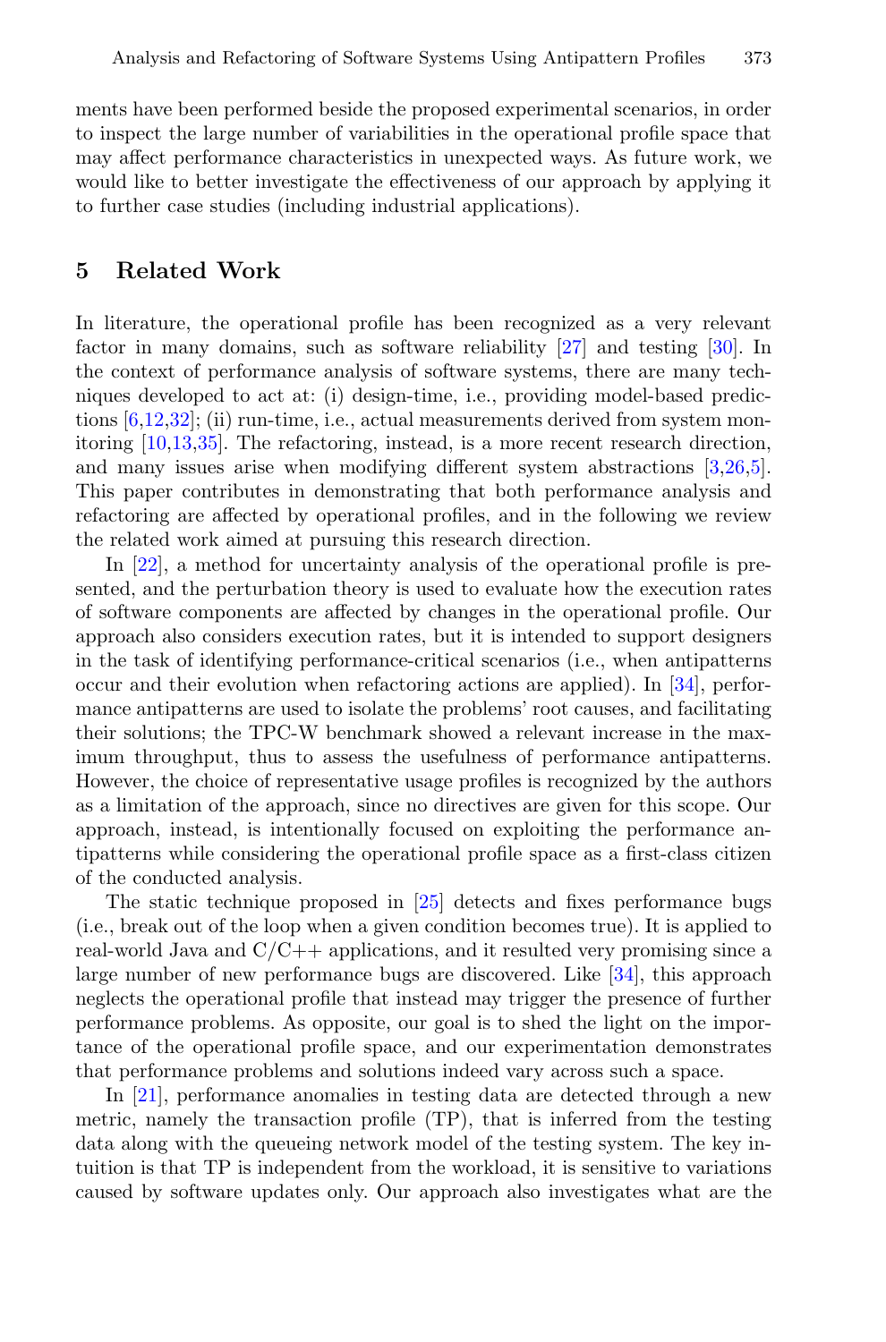ments have been performed beside the proposed experimental scenarios, in order to inspect the large number of variabilities in the operational profile space that may affect performance characteristics in unexpected ways. As future work, we would like to better investigate the effectiveness of our approach by applying it to further case studies (including industrial applications).

## 5 Related Work

In literature, the operational profile has been recognized as a very relevant factor in many domains, such as software reliability [27] and testing [30]. In the context of performance analysis of software systems, there are many techniques developed to act at: (i) design-time, i.e., providing model-based predictions [6,12,32]; (ii) run-time, i.e., actual measurements derived from system monitoring [10,13,35]. The refactoring, instead, is a more recent research direction, and many issues arise when modifying different system abstractions [3,26,5]. This paper contributes in demonstrating that both performance analysis and refactoring are affected by operational profiles, and in the following we review the related work aimed at pursuing this research direction.

In [22], a method for uncertainty analysis of the operational profile is presented, and the perturbation theory is used to evaluate how the execution rates of software components are affected by changes in the operational profile. Our approach also considers execution rates, but it is intended to support designers in the task of identifying performance-critical scenarios (i.e., when antipatterns occur and their evolution when refactoring actions are applied). In [34], performance antipatterns are used to isolate the problems' root causes, and facilitating their solutions; the TPC-W benchmark showed a relevant increase in the maximum throughput, thus to assess the usefulness of performance antipatterns. However, the choice of representative usage profiles is recognized by the authors as a limitation of the approach, since no directives are given for this scope. Our approach, instead, is intentionally focused on exploiting the performance antipatterns while considering the operational profile space as a first-class citizen of the conducted analysis.

The static technique proposed in [25] detects and fixes performance bugs (i.e., break out of the loop when a given condition becomes true). It is applied to real-world Java and C/C++ applications, and it resulted very promising since a large number of new performance bugs are discovered. Like [34], this approach neglects the operational profile that instead may trigger the presence of further performance problems. As opposite, our goal is to shed the light on the importance of the operational profile space, and our experimentation demonstrates that performance problems and solutions indeed vary across such a space.

In [21], performance anomalies in testing data are detected through a new metric, namely the transaction profile (TP), that is inferred from the testing data along with the queueing network model of the testing system. The key intuition is that TP is independent from the workload, it is sensitive to variations caused by software updates only. Our approach also investigates what are the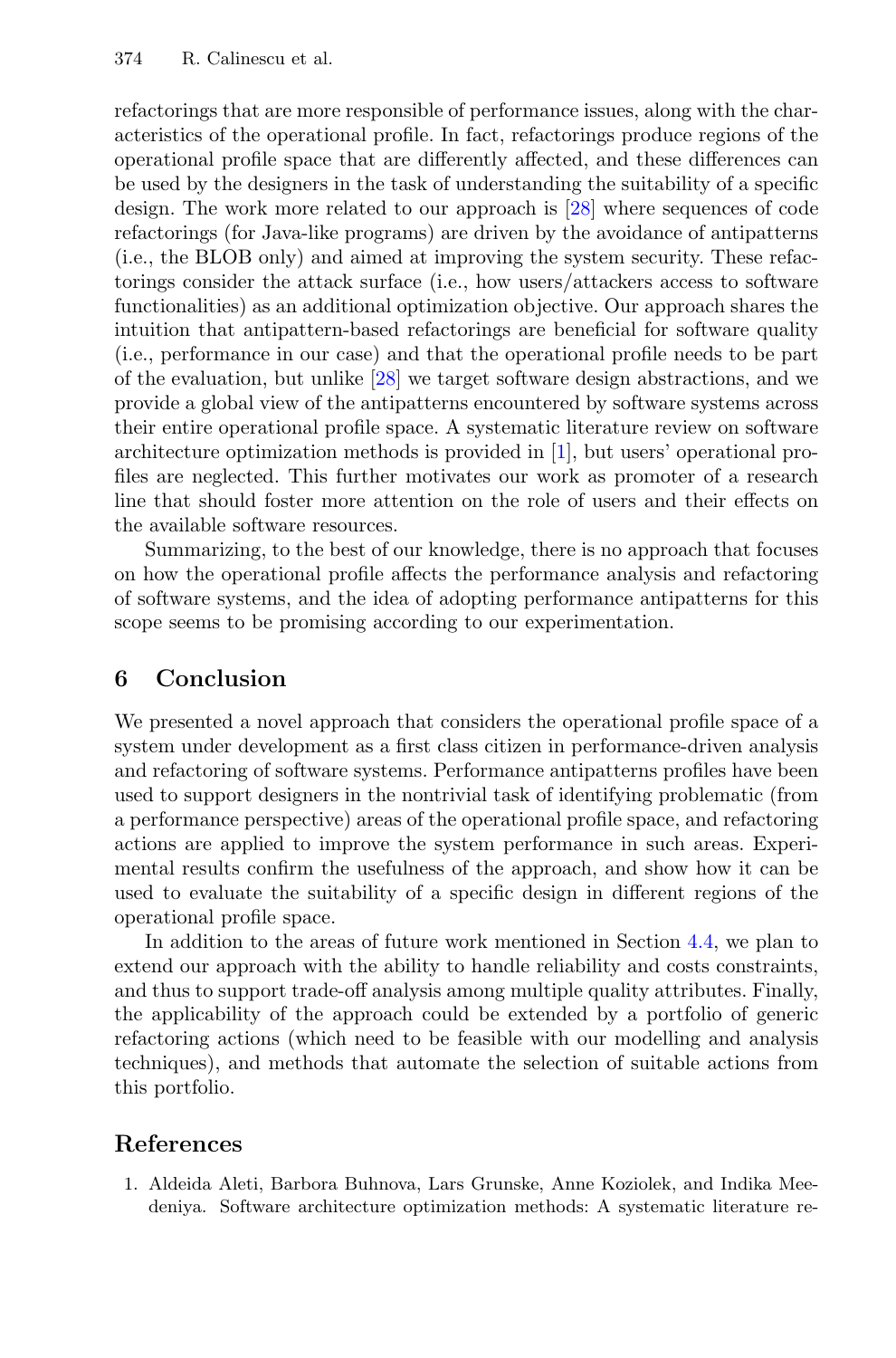refactorings that are more responsible of performance issues, along with the characteristics of the operational profile. In fact, refactorings produce regions of the operational profile space that are differently affected, and these differences can be used by the designers in the task of understanding the suitability of a specific design. The work more related to our approach is [28] where sequences of code refactorings (for Java-like programs) are driven by the avoidance of antipatterns (i.e., the BLOB only) and aimed at improving the system security. These refactorings consider the attack surface (i.e., how users/attackers access to software functionalities) as an additional optimization objective. Our approach shares the intuition that antipattern-based refactorings are beneficial for software quality (i.e., performance in our case) and that the operational profile needs to be part of the evaluation, but unlike [28] we target software design abstractions, and we provide a global view of the antipatterns encountered by software systems across their entire operational profile space. A systematic literature review on software architecture optimization methods is provided in [1], but users' operational profiles are neglected. This further motivates our work as promoter of a research line that should foster more attention on the role of users and their effects on the available software resources.

Summarizing, to the best of our knowledge, there is no approach that focuses on how the operational profile affects the performance analysis and refactoring of software systems, and the idea of adopting performance antipatterns for this scope seems to be promising according to our experimentation.

## 6 Conclusion

We presented a novel approach that considers the operational profile space of a system under development as a first class citizen in performance-driven analysis and refactoring of software systems. Performance antipatterns profiles have been used to support designers in the nontrivial task of identifying problematic (from a performance perspective) areas of the operational profile space, and refactoring actions are applied to improve the system performance in such areas. Experimental results confirm the usefulness of the approach, and show how it can be used to evaluate the suitability of a specific design in different regions of the operational profile space.

In addition to the areas of future work mentioned in Section 4.4, we plan to extend our approach with the ability to handle reliability and costs constraints, and thus to support trade-off analysis among multiple quality attributes. Finally, the applicability of the approach could be extended by a portfolio of generic refactoring actions (which need to be feasible with our modelling and analysis techniques), and methods that automate the selection of suitable actions from this portfolio.

## References

1. Aldeida Aleti, Barbora Buhnova, Lars Grunske, Anne Koziolek, and Indika Meedeniya. Software architecture optimization methods: A systematic literature re-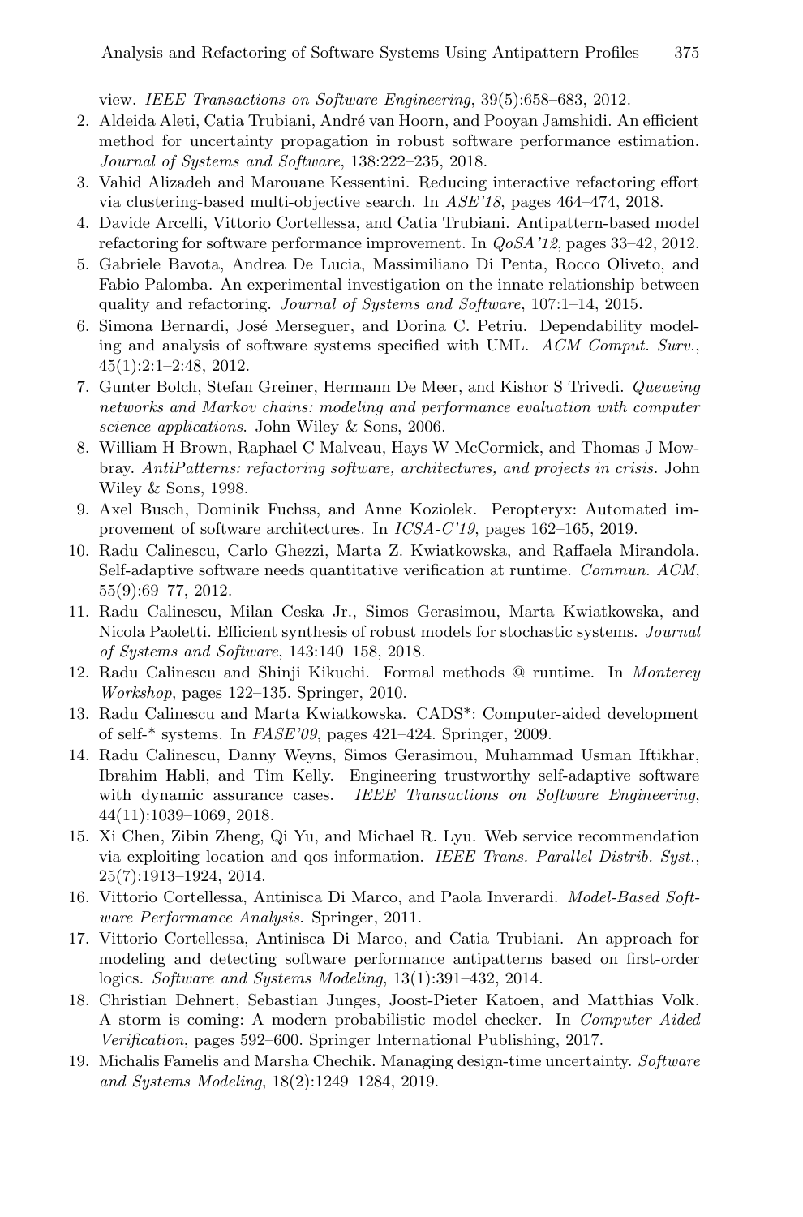view. *IEEE Transactions on Software Engineering*, 39(5):658–683, 2012.

2. Aldeida Aleti, Catia Trubiani, André van Hoorn, and Pooyan Jamshidi. An efficient method for uncertainty propagation in robust software performance estimation. *Journal of Systems and Software*, 138:222–235, 2018.
3. Vahid Alizadeh and Marouane Kessentini. Reducing interactive refactoring effort via clustering-based multi-objective search. In *ASE'18*, pages 464–474, 2018.
4. Davide Arcelli, Vittorio Cortellessa, and Catia Trubiani. Antipattern-based model refactoring for software performance improvement. In *QoSA'12*, pages 33–42, 2012.
5. Gabriele Bavota, Andrea De Lucia, Massimiliano Di Penta, Rocco Oliveto, and Fabio Palomba. An experimental investigation on the innate relationship between quality and refactoring. *Journal of Systems and Software*, 107:1–14, 2015.
6. Simona Bernardi, José Merseguer, and Dorina C. Petriu. Dependability modeling and analysis of software systems specified with UML. *ACM Comput. Surv.*, 45(1):2:1–2:48, 2012.
7. Gunter Bolch, Stefan Greiner, Hermann De Meer, and Kishor S Trivedi. *Queueing networks and Markov chains: modeling and performance evaluation with computer science applications*. John Wiley & Sons, 2006.
8. William H Brown, Raphael C Malveau, Hays W McCormick, and Thomas J Mowbray. *AntiPatterns: refactoring software, architectures, and projects in crisis*. John Wiley & Sons, 1998.
9. Axel Busch, Dominik Fuchss, and Anne Koziolek. Peropteryx: Automated improvement of software architectures. In *ICSA-C'19*, pages 162–165, 2019.
10. Radu Calinescu, Carlo Ghezzi, Marta Z. Kwiatkowska, and Raffaela Mirandola. Self-adaptive software needs quantitative verification at runtime. *Commun. ACM*, 55(9):69–77, 2012.
11. Radu Calinescu, Milan Ceska Jr., Simos Gerasimou, Marta Kwiatkowska, and Nicola Paoletti. Efficient synthesis of robust models for stochastic systems. *Journal of Systems and Software*, 143:140–158, 2018.
12. Radu Calinescu and Shinji Kikuchi. Formal methods @ runtime. In *Monterey Workshop*, pages 122–135. Springer, 2010.
13. Radu Calinescu and Marta Kwiatkowska. CADS*: Computer-aided development of self-* systems. In *FASE'09*, pages 421–424. Springer, 2009.
14. Radu Calinescu, Danny Weyns, Simos Gerasimou, Muhammad Usman Iftikhar, Ibrahim Habli, and Tim Kelly. Engineering trustworthy self-adaptive software with dynamic assurance cases. *IEEE Transactions on Software Engineering*, 44(11):1039–1069, 2018.
15. Xi Chen, Zibin Zheng, Qi Yu, and Michael R. Lyu. Web service recommendation via exploiting location and qos information. *IEEE Trans. Parallel Distrib. Syst.*, 25(7):1913–1924, 2014.
16. Vittorio Cortellessa, Antinisca Di Marco, and Paola Inverardi. *Model-Based Software Performance Analysis*. Springer, 2011.
17. Vittorio Cortellessa, Antinisca Di Marco, and Catia Trubiani. An approach for modeling and detecting software performance antipatterns based on first-order logics. *Software and Systems Modeling*, 13(1):391–432, 2014.
18. Christian Dehnert, Sebastian Junges, Joost-Pieter Katoen, and Matthias Volk. A storm is coming: A modern probabilistic model checker. In *Computer Aided Verification*, pages 592–600. Springer International Publishing, 2017.
19. Michalis Famelis and Marsha Chechik. Managing design-time uncertainty. *Software and Systems Modeling*, 18(2):1249–1284, 2019.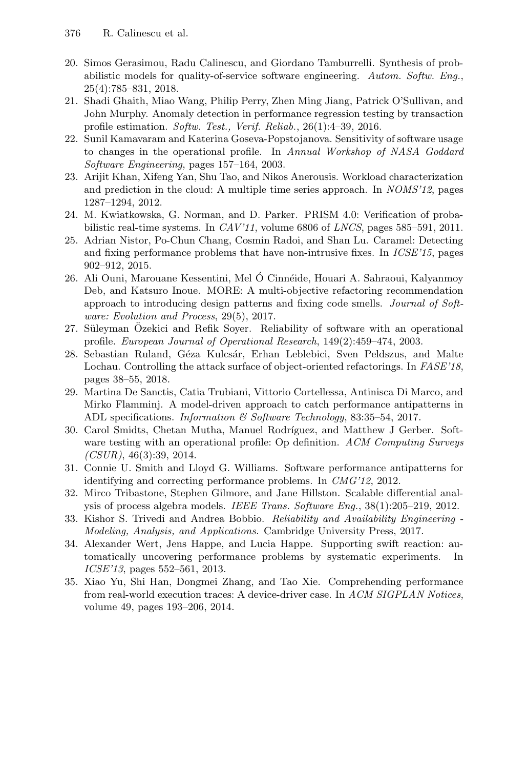20. Simos Gerasimou, Radu Calinescu, and Giordano Tamburrelli. Synthesis of probabilistic models for quality-of-service software engineering. *Autom. Softw. Eng.*, 25(4):785–831, 2018.
21. Shadi Ghaith, Miao Wang, Philip Perry, Zhen Ming Jiang, Patrick O'Sullivan, and John Murphy. Anomaly detection in performance regression testing by transaction profile estimation. *Softw. Test., Verif. Reliab.*, 26(1):4–39, 2016.
22. Sunil Kamavaram and Katerina Goseva-Popstojanova. Sensitivity of software usage to changes in the operational profile. In *Annual Workshop of NASA Goddard Software Engineering*, pages 157–164, 2003.
23. Arijit Khan, Xifeng Yan, Shu Tao, and Nikos Anerousis. Workload characterization and prediction in the cloud: A multiple time series approach. In *NOMS'12*, pages 1287–1294, 2012.
24. M. Kwiatkowska, G. Norman, and D. Parker. PRISM 4.0: Verification of probabilistic real-time systems. In *CAV'11*, volume 6806 of *LNCS*, pages 585–591, 2011.
25. Adrian Nistor, Po-Chun Chang, Cosmin Radoi, and Shan Lu. Caramel: Detecting and fixing performance problems that have non-intrusive fixes. In *ICSE'15*, pages 902–912, 2015.
26. Ali Ouni, Marouane Kessentini, Mel Ó Cinnéide, Houari A. Sahraoui, Kalyanmoy Deb, and Katsuro Inoue. MORE: A multi-objective refactoring recommendation approach to introducing design patterns and fixing code smells. *Journal of Software: Evolution and Process*, 29(5), 2017.
27. Süleyman Özekici and Refik Soyer. Reliability of software with an operational profile. *European Journal of Operational Research*, 149(2):459–474, 2003.
28. Sebastian Ruland, Géza Kulcsár, Erhan Leblebici, Sven Peldszus, and Malte Lochau. Controlling the attack surface of object-oriented refactorings. In *FASE'18*, pages 38–55, 2018.
29. Martina De Sanctis, Catia Trubiani, Vittorio Cortellessa, Antinisca Di Marco, and Mirko Flamminj. A model-driven approach to catch performance antipatterns in ADL specifications. *Information & Software Technology*, 83:35–54, 2017.
30. Carol Smidts, Chetan Mutha, Manuel Rodríguez, and Matthew J Gerber. Software testing with an operational profile: Op definition. *ACM Computing Surveys (CSUR)*, 46(3):39, 2014.
31. Connie U. Smith and Lloyd G. Williams. Software performance antipatterns for identifying and correcting performance problems. In *CMG'12*, 2012.
32. Mirco Tribastone, Stephen Gilmore, and Jane Hillston. Scalable differential analysis of process algebra models. *IEEE Trans. Software Eng.*, 38(1):205–219, 2012.
33. Kishor S. Trivedi and Andrea Bobbio. *Reliability and Availability Engineering - Modeling, Analysis, and Applications*. Cambridge University Press, 2017.
34. Alexander Wert, Jens Happe, and Lucia Happe. Supporting swift reaction: automatically uncovering performance problems by systematic experiments. In *ICSE'13*, pages 552–561, 2013.
35. Xiao Yu, Shi Han, Dongmei Zhang, and Tao Xie. Comprehending performance from real-world execution traces: A device-driver case. In *ACM SIGPLAN Notices*, volume 49, pages 193–206, 2014.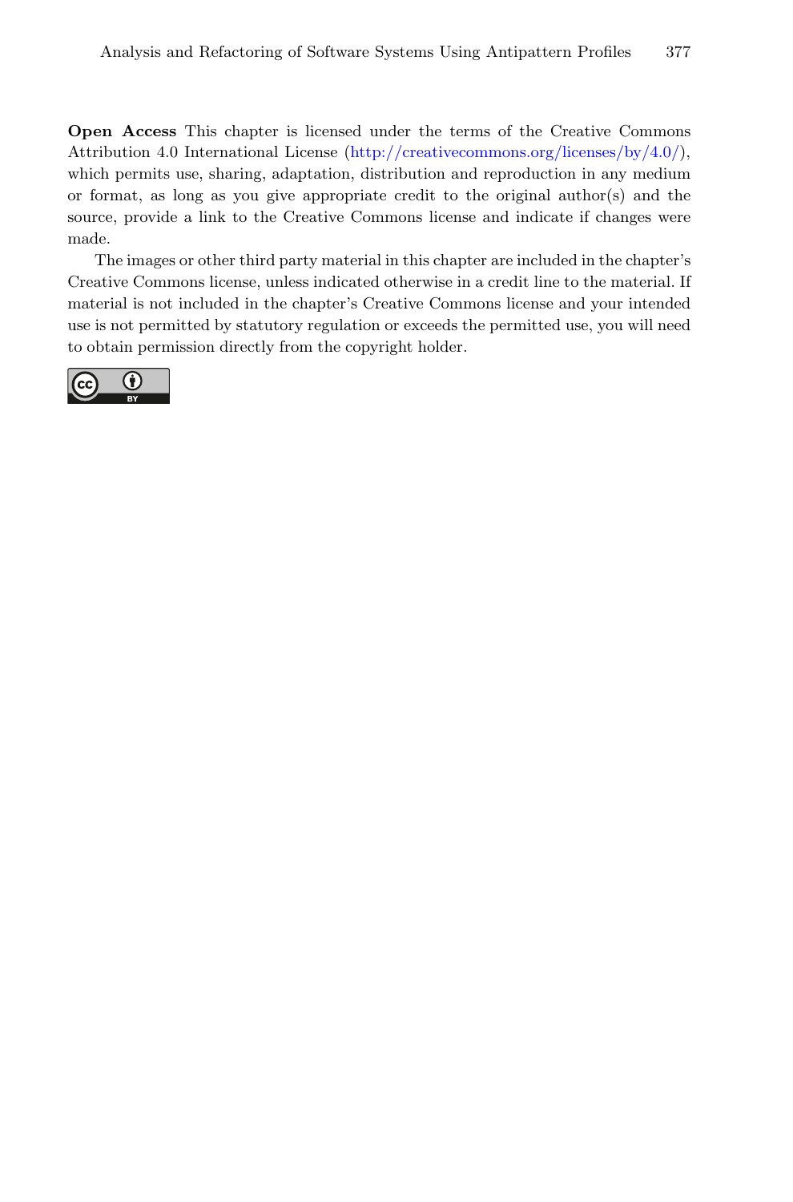**Open Access** This chapter is licensed under the terms of the Creative Commons Attribution 4.0 International License (http://creativecommons.org/licenses/by/4.0/), which permits use, sharing, adaptation, distribution and reproduction in any medium or format, as long as you give appropriate credit to the original author(s) and the source, provide a link to the Creative Commons license and indicate if changes were made.

The images or other third party material in this chapter are included in the chapter's Creative Commons license, unless indicated otherwise in a credit line to the material. If material is not included in the chapter's Creative Commons license and your intended use is not permitted by statutory regulation or exceeds the permitted use, you will need to obtain permission directly from the copyright holder.